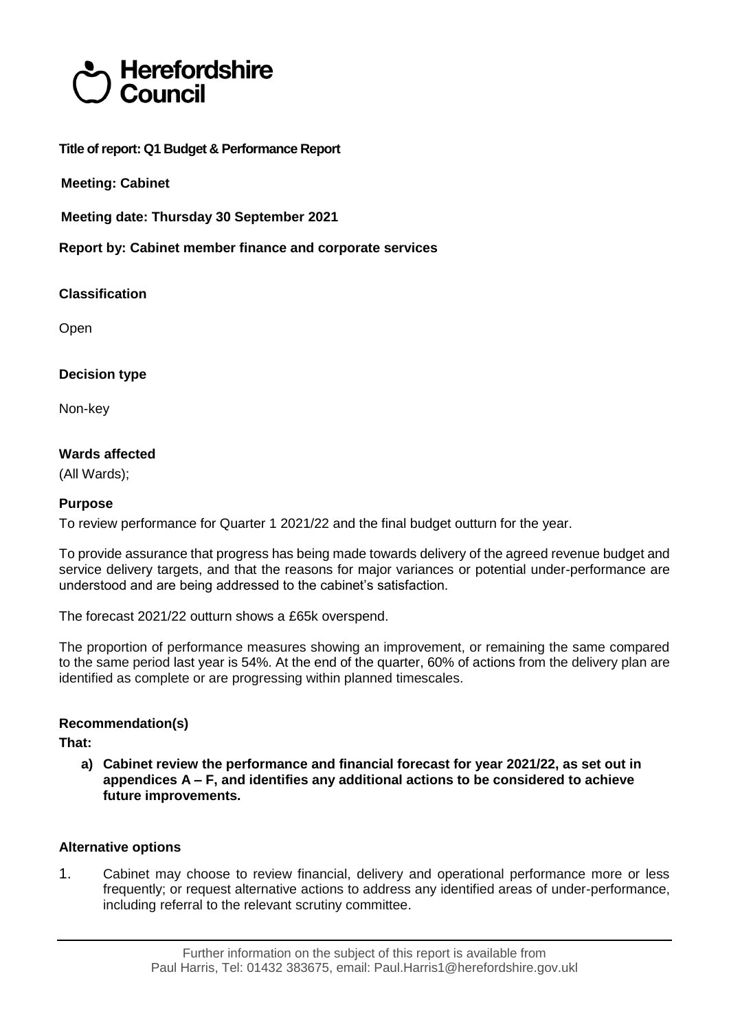# Herefordshire Council

**Title of report: Q1 Budget & Performance Report**

**Meeting: Cabinet**

**Meeting date: Thursday 30 September 2021**

**Report by: Cabinet member finance and corporate services**

## Classification

Open

## Decision type

Non-key

## Wards affected

(All Wards);

## Purpose

To review performance for Quarter 1 2021/22 and the final budget outturn for the year.

To provide assurance that progress has being made towards delivery of the agreed revenue budget and service delivery targets, and that the reasons for major variances or potential under-performance are understood and are being addressed to the cabinet's satisfaction.

The forecast 2021/22 outturn shows a £65k overspend.

The proportion of performance measures showing an improvement, or remaining the same compared to the same period last year is 54%. At the end of the quarter, 60% of actions from the delivery plan are identified as complete or are progressing within planned timescales.

## Recommendation(s)

**That:**

**a) Cabinet review the performance and financial forecast for year 2021/22, as set out in appendices A – F, and identifies any additional actions to be considered to achieve future improvements.**

## Alternative options

1. Cabinet may choose to review financial, delivery and operational performance more or less frequently; or request alternative actions to address any identified areas of under-performance, including referral to the relevant scrutiny committee.

Further information on the subject of this report is available from
Paul Harris, Tel: 01432 383675, email: Paul.Harris1@herefordshire.gov.ukl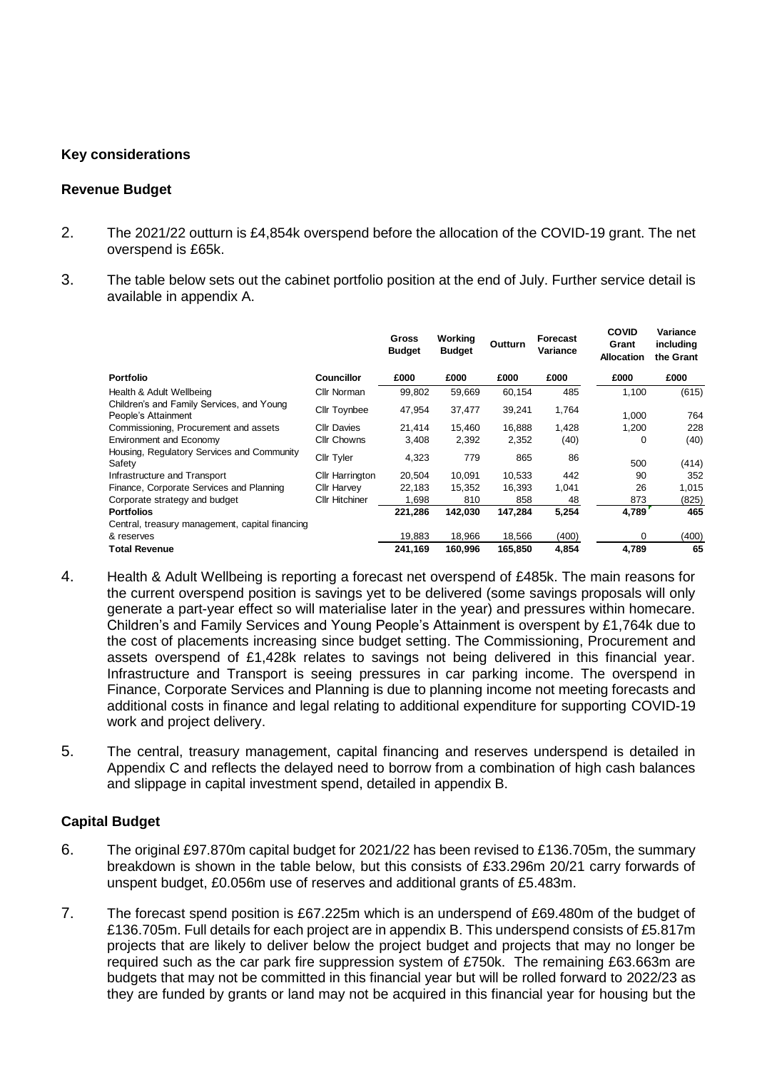## Key considerations

### Revenue Budget

2. The 2021/22 outturn is £4,854k overspend before the allocation of the COVID-19 grant. The net overspend is £65k.

3. The table below sets out the cabinet portfolio position at the end of July. Further service detail is available in appendix A.

| | | Gross Budget | Working Budget | Outturn | Forecast Variance | COVID Grant Allocation | Variance including the Grant |
|---|---|---|---|---|---|---|---|
| **Portfolio** | **Councillor** | **£000** | **£000** | **£000** | **£000** | **£000** | **£000** |
| Health & Adult Wellbeing | Cllr Norman | 99,802 | 59,669 | 60,154 | 485 | 1,100 | (615) |
| Children's and Family Services, and Young People's Attainment | Cllr Toynbee | 47,954 | 37,477 | 39,241 | 1,764 | 1,000 | 764 |
| Commissioning, Procurement and assets | Cllr Davies | 21,414 | 15,460 | 16,888 | 1,428 | 1,200 | 228 |
| Environment and Economy | Cllr Chowns | 3,408 | 2,392 | 2,352 | (40) | 0 | (40) |
| Housing, Regulatory Services and Community Safety | Cllr Tyler | 4,323 | 779 | 865 | 86 | 500 | (414) |
| Infrastructure and Transport | Cllr Harrington | 20,504 | 10,091 | 10,533 | 442 | 90 | 352 |
| Finance, Corporate Services and Planning | Cllr Harvey | 22,183 | 15,352 | 16,393 | 1,041 | 26 | 1,015 |
| Corporate strategy and budget | Cllr Hitchiner | 1,698 | 810 | 858 | 48 | 873 | (825) |
| **Portfolios** | | **221,286** | **142,030** | **147,284** | **5,254** | **4,789** | **465** |
| Central, treasury management, capital financing & reserves | | 19,883 | 18,966 | 18,566 | (400) | 0 | (400) |
| **Total Revenue** | | **241,169** | **160,996** | **165,850** | **4,854** | **4,789** | **65** |

4. Health & Adult Wellbeing is reporting a forecast net overspend of £485k. The main reasons for the current overspend position is savings yet to be delivered (some savings proposals will only generate a part-year effect so will materialise later in the year) and pressures within homecare. Children's and Family Services and Young People's Attainment is overspent by £1,764k due to the cost of placements increasing since budget setting. The Commissioning, Procurement and assets overspend of £1,428k relates to savings not being delivered in this financial year. Infrastructure and Transport is seeing pressures in car parking income. The overspend in Finance, Corporate Services and Planning is due to planning income not meeting forecasts and additional costs in finance and legal relating to additional expenditure for supporting COVID-19 work and project delivery.

5. The central, treasury management, capital financing and reserves underspend is detailed in Appendix C and reflects the delayed need to borrow from a combination of high cash balances and slippage in capital investment spend, detailed in appendix B.

### Capital Budget

6. The original £97.870m capital budget for 2021/22 has been revised to £136.705m, the summary breakdown is shown in the table below, but this consists of £33.296m 20/21 carry forwards of unspent budget, £0.056m use of reserves and additional grants of £5.483m.

7. The forecast spend position is £67.225m which is an underspend of £69.480m of the budget of £136.705m. Full details for each project are in appendix B. This underspend consists of £5.817m projects that are likely to deliver below the project budget and projects that may no longer be required such as the car park fire suppression system of £750k. The remaining £63.663m are budgets that may not be committed in this financial year but will be rolled forward to 2022/23 as they are funded by grants or land may not be acquired in this financial year for housing but the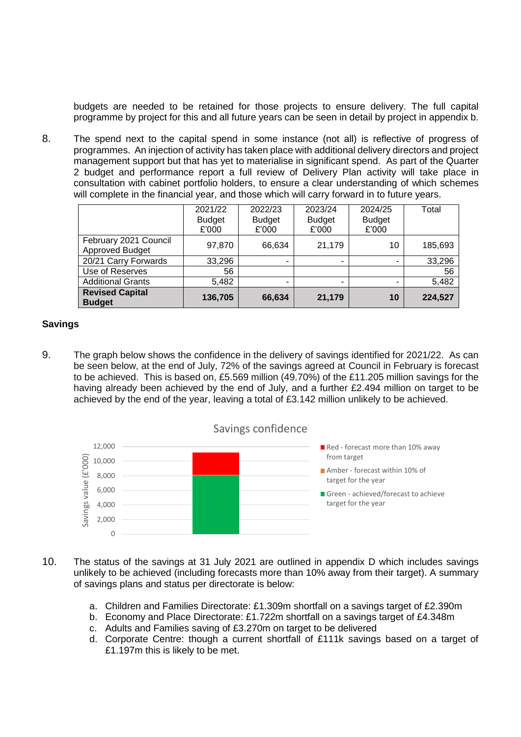budgets are needed to be retained for those projects to ensure delivery. The full capital programme by project for this and all future years can be seen in detail by project in appendix b.

8. The spend next to the capital spend in some instance (not all) is reflective of progress of programmes. An injection of activity has taken place with additional delivery directors and project management support but that has yet to materialise in significant spend. As part of the Quarter 2 budget and performance report a full review of Delivery Plan activity will take place in consultation with cabinet portfolio holders, to ensure a clear understanding of which schemes will complete in the financial year, and those which will carry forward in to future years.

| | 2021/22 Budget £'000 | 2022/23 Budget £'000 | 2023/24 Budget £'000 | 2024/25 Budget £'000 | Total |
|---|---|---|---|---|---|
| February 2021 Council Approved Budget | 97,870 | 66,634 | 21,179 | 10 | 185,693 |
| 20/21 Carry Forwards | 33,296 | - | - | - | 33,296 |
| Use of Reserves | 56 | | | | 56 |
| Additional Grants | 5,482 | - | - | - | 5,482 |
| **Revised Capital Budget** | **136,705** | **66,634** | **21,179** | **10** | **224,527** |

## Savings

9. The graph below shows the confidence in the delivery of savings identified for 2021/22. As can be seen below, at the end of July, 72% of the savings agreed at Council in February is forecast to be achieved. This is based on, £5.569 million (49.70%) of the £11.205 million savings for the having already been achieved by the end of July, and a further £2.494 million on target to be achieved by the end of the year, leaving a total of £3.142 million unlikely to be achieved.

Savings confidence

10. The status of the savings at 31 July 2021 are outlined in appendix D which includes savings unlikely to be achieved (including forecasts more than 10% away from their target). A summary of savings plans and status per directorate is below:

   a. Children and Families Directorate: £1.309m shortfall on a savings target of £2.390m
   b. Economy and Place Directorate: £1.722m shortfall on a savings target of £4.348m
   c. Adults and Families saving of £3.270m on target to be delivered
   d. Corporate Centre: though a current shortfall of £111k savings based on a target of £1.197m this is likely to be met.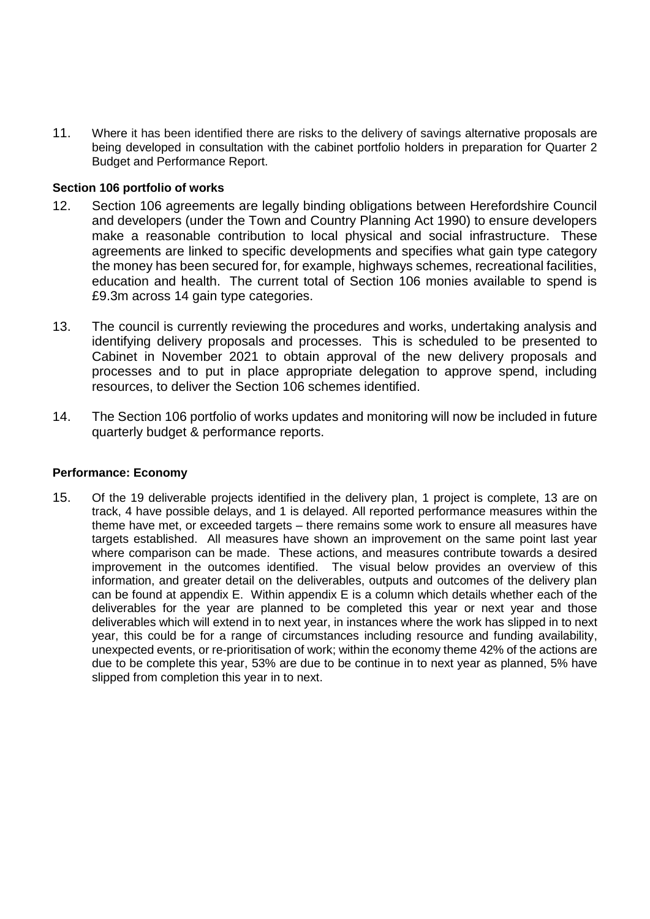11. Where it has been identified there are risks to the delivery of savings alternative proposals are being developed in consultation with the cabinet portfolio holders in preparation for Quarter 2 Budget and Performance Report.

**Section 106 portfolio of works**

12. Section 106 agreements are legally binding obligations between Herefordshire Council and developers (under the Town and Country Planning Act 1990) to ensure developers make a reasonable contribution to local physical and social infrastructure. These agreements are linked to specific developments and specifies what gain type category the money has been secured for, for example, highways schemes, recreational facilities, education and health. The current total of Section 106 monies available to spend is £9.3m across 14 gain type categories.

13. The council is currently reviewing the procedures and works, undertaking analysis and identifying delivery proposals and processes. This is scheduled to be presented to Cabinet in November 2021 to obtain approval of the new delivery proposals and processes and to put in place appropriate delegation to approve spend, including resources, to deliver the Section 106 schemes identified.

14. The Section 106 portfolio of works updates and monitoring will now be included in future quarterly budget & performance reports.

**Performance: Economy**

15. Of the 19 deliverable projects identified in the delivery plan, 1 project is complete, 13 are on track, 4 have possible delays, and 1 is delayed. All reported performance measures within the theme have met, or exceeded targets – there remains some work to ensure all measures have targets established. All measures have shown an improvement on the same point last year where comparison can be made. These actions, and measures contribute towards a desired improvement in the outcomes identified. The visual below provides an overview of this information, and greater detail on the deliverables, outputs and outcomes of the delivery plan can be found at appendix E. Within appendix E is a column which details whether each of the deliverables for the year are planned to be completed this year or next year and those deliverables which will extend in to next year, in instances where the work has slipped in to next year, this could be for a range of circumstances including resource and funding availability, unexpected events, or re-prioritisation of work; within the economy theme 42% of the actions are due to be complete this year, 53% are due to be continue in to next year as planned, 5% have slipped from completion this year in to next.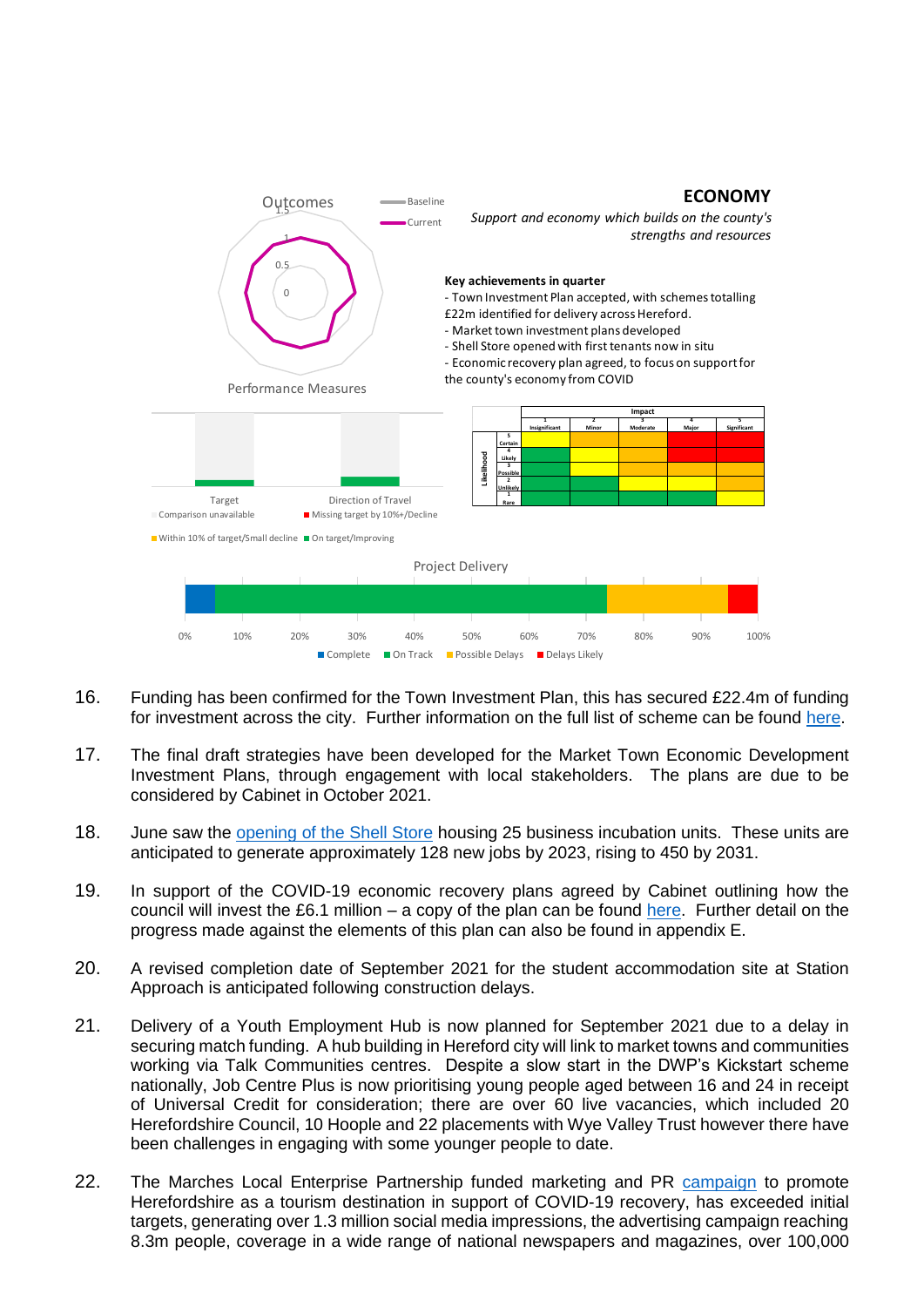## ECONOMY

*Support and economy which builds on the county's strengths and resources*

**Key achievements in quarter**

- Town Investment Plan accepted, with schemes totalling £22m identified for delivery across Hereford.
- Market town investment plans developed
- Shell Store opened with first tenants now in situ
- Economic recovery plan agreed, to focus on support for the county's economy from COVID

Outcomes

Performance Measures

Project Delivery

16. Funding has been confirmed for the Town Investment Plan, this has secured £22.4m of funding for investment across the city. Further information on the full list of scheme can be found here.

17. The final draft strategies have been developed for the Market Town Economic Development Investment Plans, through engagement with local stakeholders. The plans are due to be considered by Cabinet in October 2021.

18. June saw the opening of the Shell Store housing 25 business incubation units. These units are anticipated to generate approximately 128 new jobs by 2023, rising to 450 by 2031.

19. In support of the COVID-19 economic recovery plans agreed by Cabinet outlining how the council will invest the £6.1 million – a copy of the plan can be found here. Further detail on the progress made against the elements of this plan can also be found in appendix E.

20. A revised completion date of September 2021 for the student accommodation site at Station Approach is anticipated following construction delays.

21. Delivery of a Youth Employment Hub is now planned for September 2021 due to a delay in securing match funding. A hub building in Hereford city will link to market towns and communities working via Talk Communities centres. Despite a slow start in the DWP's Kickstart scheme nationally, Job Centre Plus is now prioritising young people aged between 16 and 24 in receipt of Universal Credit for consideration; there are over 60 live vacancies, which included 20 Herefordshire Council, 10 Hoople and 22 placements with Wye Valley Trust however there have been challenges in engaging with some younger people to date.

22. The Marches Local Enterprise Partnership funded marketing and PR campaign to promote Herefordshire as a tourism destination in support of COVID-19 recovery, has exceeded initial targets, generating over 1.3 million social media impressions, the advertising campaign reaching 8.3m people, coverage in a wide range of national newspapers and magazines, over 100,000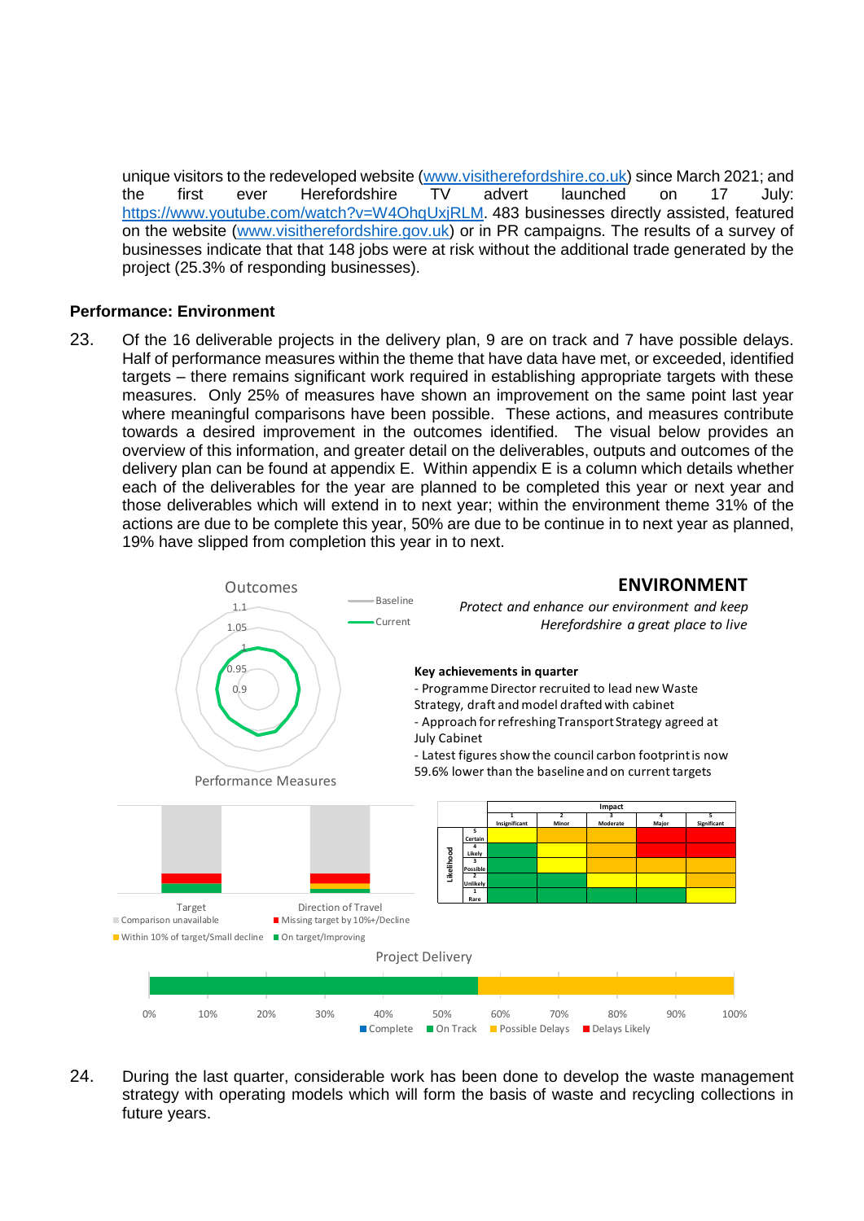unique visitors to the redeveloped website (www.visitherefordshire.co.uk) since March 2021; and the first ever Herefordshire TV advert launched on 17 July: https://www.youtube.com/watch?v=W4OhqUxjRLM. 483 businesses directly assisted, featured on the website (www.visitherefordshire.gov.uk) or in PR campaigns. The results of a survey of businesses indicate that that 148 jobs were at risk without the additional trade generated by the project (25.3% of responding businesses).

**Performance: Environment**

23. Of the 16 deliverable projects in the delivery plan, 9 are on track and 7 have possible delays. Half of performance measures within the theme that have data have met, or exceeded, identified targets – there remains significant work required in establishing appropriate targets with these measures. Only 25% of measures have shown an improvement on the same point last year where meaningful comparisons have been possible. These actions, and measures contribute towards a desired improvement in the outcomes identified. The visual below provides an overview of this information, and greater detail on the deliverables, outputs and outcomes of the delivery plan can be found at appendix E. Within appendix E is a column which details whether each of the deliverables for the year are planned to be completed this year or next year and those deliverables which will extend in to next year; within the environment theme 31% of the actions are due to be complete this year, 50% are due to be continue in to next year as planned, 19% have slipped from completion this year in to next.

**ENVIRONMENT**

*Protect and enhance our environment and keep Herefordshire a great place to live*

Outcomes (Baseline / Current)

**Key achievements in quarter**

- Programme Director recruited to lead new Waste Strategy, draft and model drafted with cabinet
- Approach for refreshing Transport Strategy agreed at July Cabinet
- Latest figures show the council carbon footprint is now 59.6% lower than the baseline and on current targets

Performance Measures: Target; Direction of Travel

Comparison unavailable · Missing target by 10%+/Decline · Within 10% of target/Small decline · On target/Improving

| Likelihood \ Impact | 1 Insignificant | 2 Minor | 3 Moderate | 4 Major | 5 Significant |
|---|---|---|---|---|---|
| 5 Certain | | | | | |
| 4 Likely | | | | | |
| 3 Possible | | | | | |
| 2 Unlikely | | | | | |
| 1 Rare | | | | | |

Project Delivery

Complete · On Track · Possible Delays · Delays Likely

24. During the last quarter, considerable work has been done to develop the waste management strategy with operating models which will form the basis of waste and recycling collections in future years.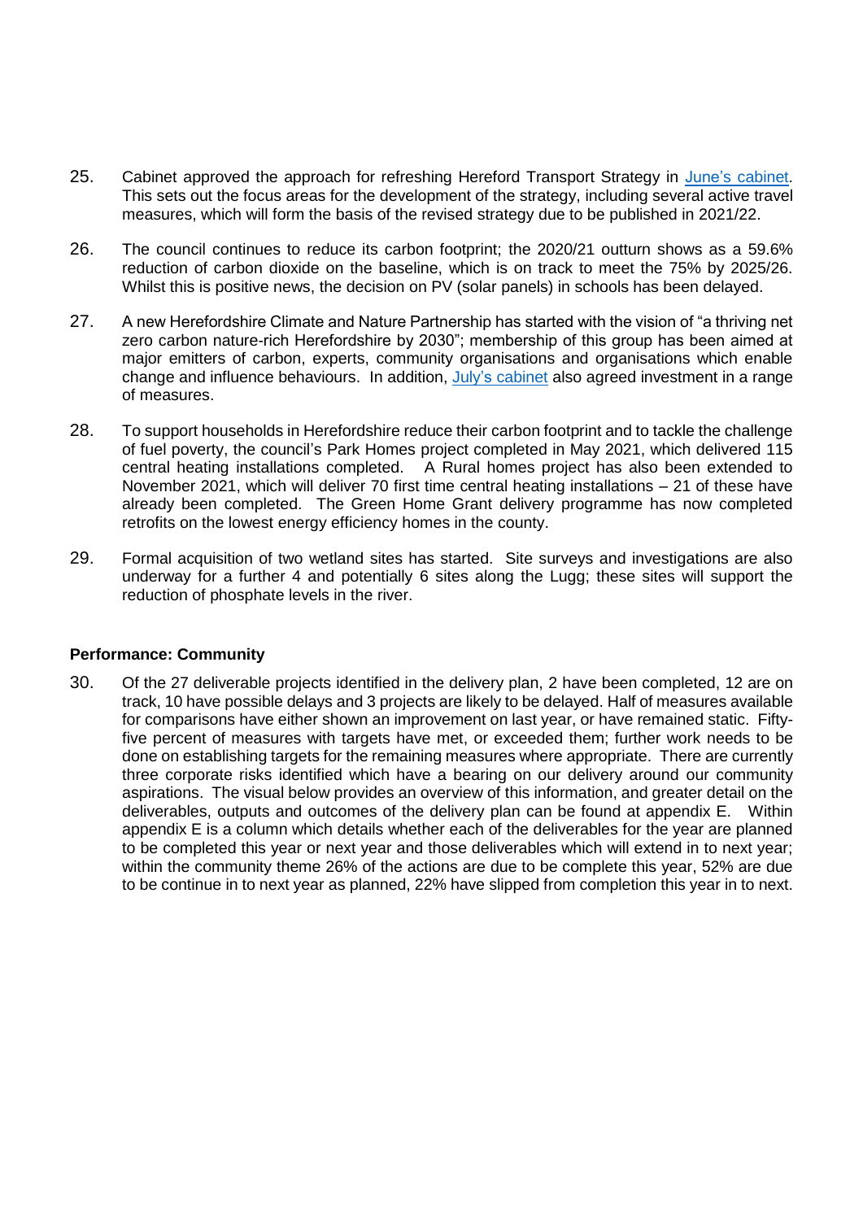25. Cabinet approved the approach for refreshing Hereford Transport Strategy in [June's cabinet](). This sets out the focus areas for the development of the strategy, including several active travel measures, which will form the basis of the revised strategy due to be published in 2021/22.

26. The council continues to reduce its carbon footprint; the 2020/21 outturn shows as a 59.6% reduction of carbon dioxide on the baseline, which is on track to meet the 75% by 2025/26. Whilst this is positive news, the decision on PV (solar panels) in schools has been delayed.

27. A new Herefordshire Climate and Nature Partnership has started with the vision of "a thriving net zero carbon nature-rich Herefordshire by 2030"; membership of this group has been aimed at major emitters of carbon, experts, community organisations and organisations which enable change and influence behaviours. In addition, [July's cabinet]() also agreed investment in a range of measures.

28. To support households in Herefordshire reduce their carbon footprint and to tackle the challenge of fuel poverty, the council's Park Homes project completed in May 2021, which delivered 115 central heating installations completed. A Rural homes project has also been extended to November 2021, which will deliver 70 first time central heating installations – 21 of these have already been completed. The Green Home Grant delivery programme has now completed retrofits on the lowest energy efficiency homes in the county.

29. Formal acquisition of two wetland sites has started. Site surveys and investigations are also underway for a further 4 and potentially 6 sites along the Lugg; these sites will support the reduction of phosphate levels in the river.

**Performance: Community**

30. Of the 27 deliverable projects identified in the delivery plan, 2 have been completed, 12 are on track, 10 have possible delays and 3 projects are likely to be delayed. Half of measures available for comparisons have either shown an improvement on last year, or have remained static. Fifty-five percent of measures with targets have met, or exceeded them; further work needs to be done on establishing targets for the remaining measures where appropriate. There are currently three corporate risks identified which have a bearing on our delivery around our community aspirations. The visual below provides an overview of this information, and greater detail on the deliverables, outputs and outcomes of the delivery plan can be found at appendix E. Within appendix E is a column which details whether each of the deliverables for the year are planned to be completed this year or next year and those deliverables which will extend in to next year; within the community theme 26% of the actions are due to be complete this year, 52% are due to be continue in to next year as planned, 22% have slipped from completion this year in to next.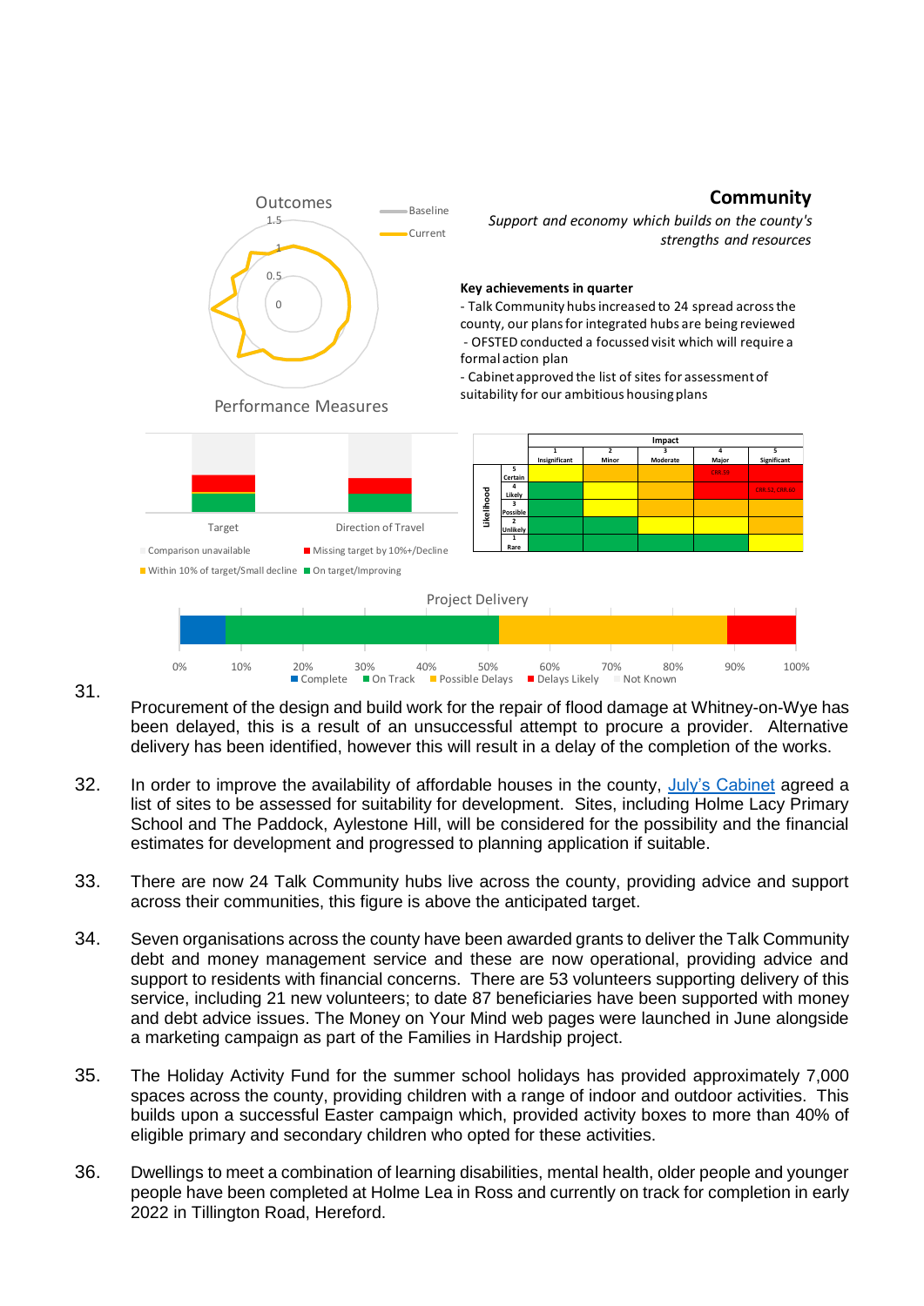Outcomes

Performance Measures

Target | Direction of Travel

Comparison unavailable | Missing target by 10%+/Decline | Within 10% of target/Small decline | On target/Improving

## Community

*Support and economy which builds on the county's strengths and resources*

**Key achievements in quarter**

- Talk Community hubs increased to 24 spread across the county, our plans for integrated hubs are being reviewed
- OFSTED conducted a focussed visit which will require a formal action plan
- Cabinet approved the list of sites for assessment of suitability for our ambitious housing plans

| Likelihood | | Impact | | | | |
|---|---|---|---|---|---|---|
| | | 1 Insignificant | 2 Minor | 3 Moderate | 4 Major | 5 Significant |
| | 5 Certain | | | | CRR.59 | |
| | 4 Likely | | | | | CRR.52, CRR.60 |
| | 3 Possible | | | | | |
| | 2 Unlikely | | | | | |
| | 1 Rare | | | | | |

Project Delivery

Complete | On Track | Possible Delays | Delays Likely | Not Known

31. Procurement of the design and build work for the repair of flood damage at Whitney-on-Wye has been delayed, this is a result of an unsuccessful attempt to procure a provider. Alternative delivery has been identified, however this will result in a delay of the completion of the works.

32. In order to improve the availability of affordable houses in the county, July's Cabinet agreed a list of sites to be assessed for suitability for development. Sites, including Holme Lacy Primary School and The Paddock, Aylestone Hill, will be considered for the possibility and the financial estimates for development and progressed to planning application if suitable.

33. There are now 24 Talk Community hubs live across the county, providing advice and support across their communities, this figure is above the anticipated target.

34. Seven organisations across the county have been awarded grants to deliver the Talk Community debt and money management service and these are now operational, providing advice and support to residents with financial concerns. There are 53 volunteers supporting delivery of this service, including 21 new volunteers; to date 87 beneficiaries have been supported with money and debt advice issues. The Money on Your Mind web pages were launched in June alongside a marketing campaign as part of the Families in Hardship project.

35. The Holiday Activity Fund for the summer school holidays has provided approximately 7,000 spaces across the county, providing children with a range of indoor and outdoor activities. This builds upon a successful Easter campaign, which provided activity boxes to more than 40% of eligible primary and secondary children who opted for these activities.

36. Dwellings to meet a combination of learning disabilities, mental health, older people and younger people have been completed at Holme Lea in Ross and currently on track for completion in early 2022 in Tillington Road, Hereford.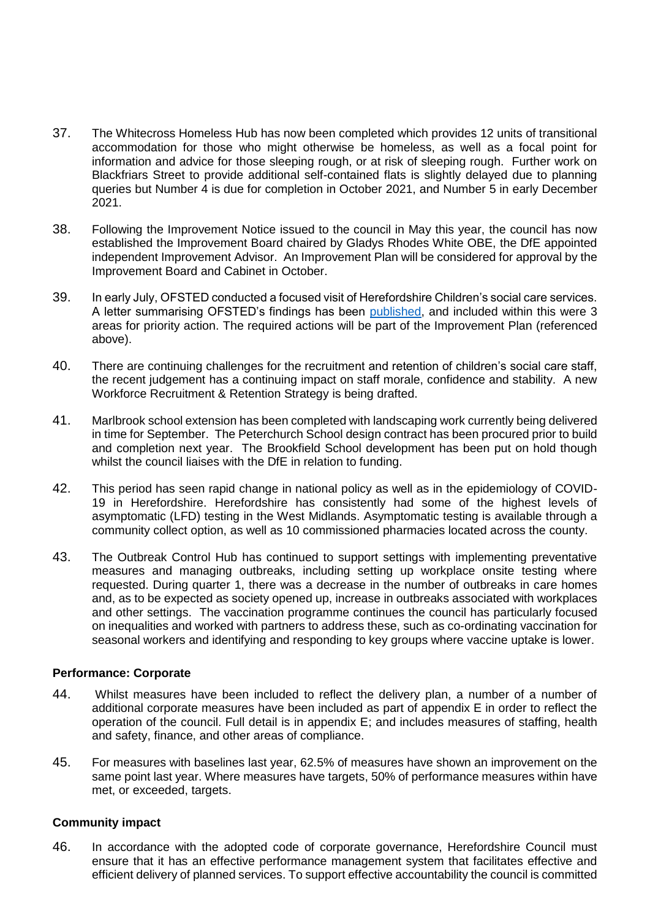37. The Whitecross Homeless Hub has now been completed which provides 12 units of transitional accommodation for those who might otherwise be homeless, as well as a focal point for information and advice for those sleeping rough, or at risk of sleeping rough. Further work on Blackfriars Street to provide additional self-contained flats is slightly delayed due to planning queries but Number 4 is due for completion in October 2021, and Number 5 in early December 2021.

38. Following the Improvement Notice issued to the council in May this year, the council has now established the Improvement Board chaired by Gladys Rhodes White OBE, the DfE appointed independent Improvement Advisor. An Improvement Plan will be considered for approval by the Improvement Board and Cabinet in October.

39. In early July, OFSTED conducted a focused visit of Herefordshire Children's social care services. A letter summarising OFSTED's findings has been published, and included within this were 3 areas for priority action. The required actions will be part of the Improvement Plan (referenced above).

40. There are continuing challenges for the recruitment and retention of children's social care staff, the recent judgement has a continuing impact on staff morale, confidence and stability. A new Workforce Recruitment & Retention Strategy is being drafted.

41. Marlbrook school extension has been completed with landscaping work currently being delivered in time for September. The Peterchurch School design contract has been procured prior to build and completion next year. The Brookfield School development has been put on hold though whilst the council liaises with the DfE in relation to funding.

42. This period has seen rapid change in national policy as well as in the epidemiology of COVID-19 in Herefordshire. Herefordshire has consistently had some of the highest levels of asymptomatic (LFD) testing in the West Midlands. Asymptomatic testing is available through a community collect option, as well as 10 commissioned pharmacies located across the county.

43. The Outbreak Control Hub has continued to support settings with implementing preventative measures and managing outbreaks, including setting up workplace onsite testing where requested. During quarter 1, there was a decrease in the number of outbreaks in care homes and, as to be expected as society opened up, increase in outbreaks associated with workplaces and other settings. The vaccination programme continues the council has particularly focused on inequalities and worked with partners to address these, such as co-ordinating vaccination for seasonal workers and identifying and responding to key groups where vaccine uptake is lower.

**Performance: Corporate**

44. Whilst measures have been included to reflect the delivery plan, a number of a number of additional corporate measures have been included as part of appendix E in order to reflect the operation of the council. Full detail is in appendix E; and includes measures of staffing, health and safety, finance, and other areas of compliance.

45. For measures with baselines last year, 62.5% of measures have shown an improvement on the same point last year. Where measures have targets, 50% of performance measures within have met, or exceeded, targets.

**Community impact**

46. In accordance with the adopted code of corporate governance, Herefordshire Council must ensure that it has an effective performance management system that facilitates effective and efficient delivery of planned services. To support effective accountability the council is committed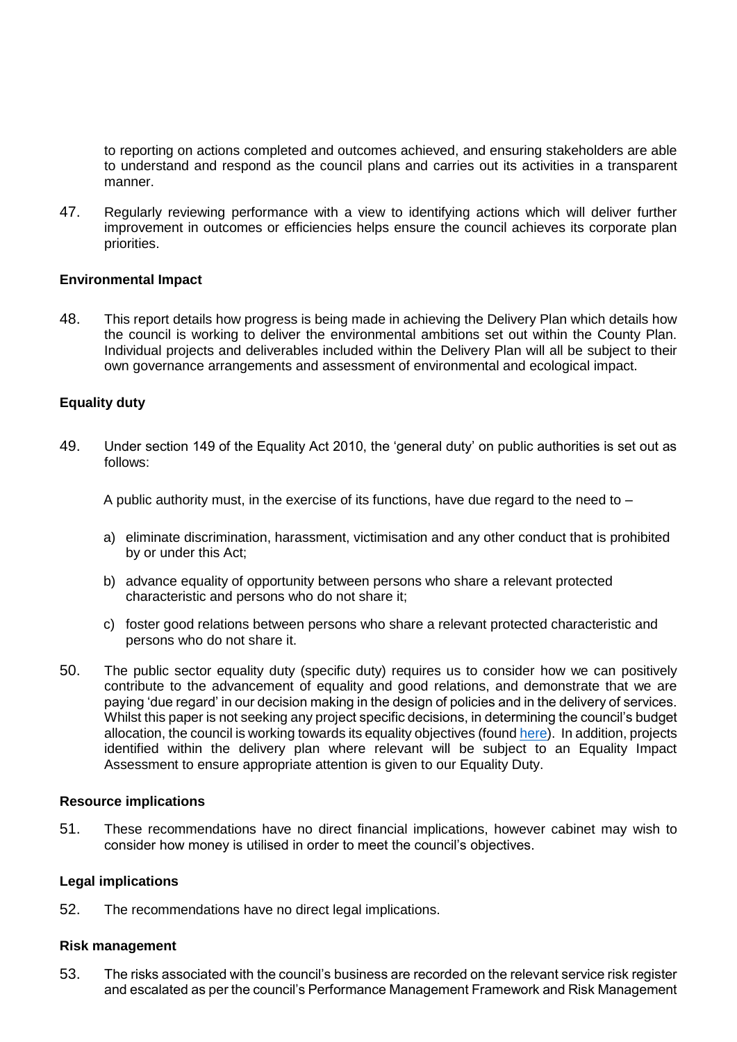to reporting on actions completed and outcomes achieved, and ensuring stakeholders are able to understand and respond as the council plans and carries out its activities in a transparent manner.

47. Regularly reviewing performance with a view to identifying actions which will deliver further improvement in outcomes or efficiencies helps ensure the council achieves its corporate plan priorities.

**Environmental Impact**

48. This report details how progress is being made in achieving the Delivery Plan which details how the council is working to deliver the environmental ambitions set out within the County Plan. Individual projects and deliverables included within the Delivery Plan will all be subject to their own governance arrangements and assessment of environmental and ecological impact.

**Equality duty**

49. Under section 149 of the Equality Act 2010, the 'general duty' on public authorities is set out as follows:

A public authority must, in the exercise of its functions, have due regard to the need to –

a) eliminate discrimination, harassment, victimisation and any other conduct that is prohibited by or under this Act;

b) advance equality of opportunity between persons who share a relevant protected characteristic and persons who do not share it;

c) foster good relations between persons who share a relevant protected characteristic and persons who do not share it.

50. The public sector equality duty (specific duty) requires us to consider how we can positively contribute to the advancement of equality and good relations, and demonstrate that we are paying 'due regard' in our decision making in the design of policies and in the delivery of services. Whilst this paper is not seeking any project specific decisions, in determining the council's budget allocation, the council is working towards its equality objectives (found here). In addition, projects identified within the delivery plan where relevant will be subject to an Equality Impact Assessment to ensure appropriate attention is given to our Equality Duty.

**Resource implications**

51. These recommendations have no direct financial implications, however cabinet may wish to consider how money is utilised in order to meet the council's objectives.

**Legal implications**

52. The recommendations have no direct legal implications.

**Risk management**

53. The risks associated with the council's business are recorded on the relevant service risk register and escalated as per the council's Performance Management Framework and Risk Management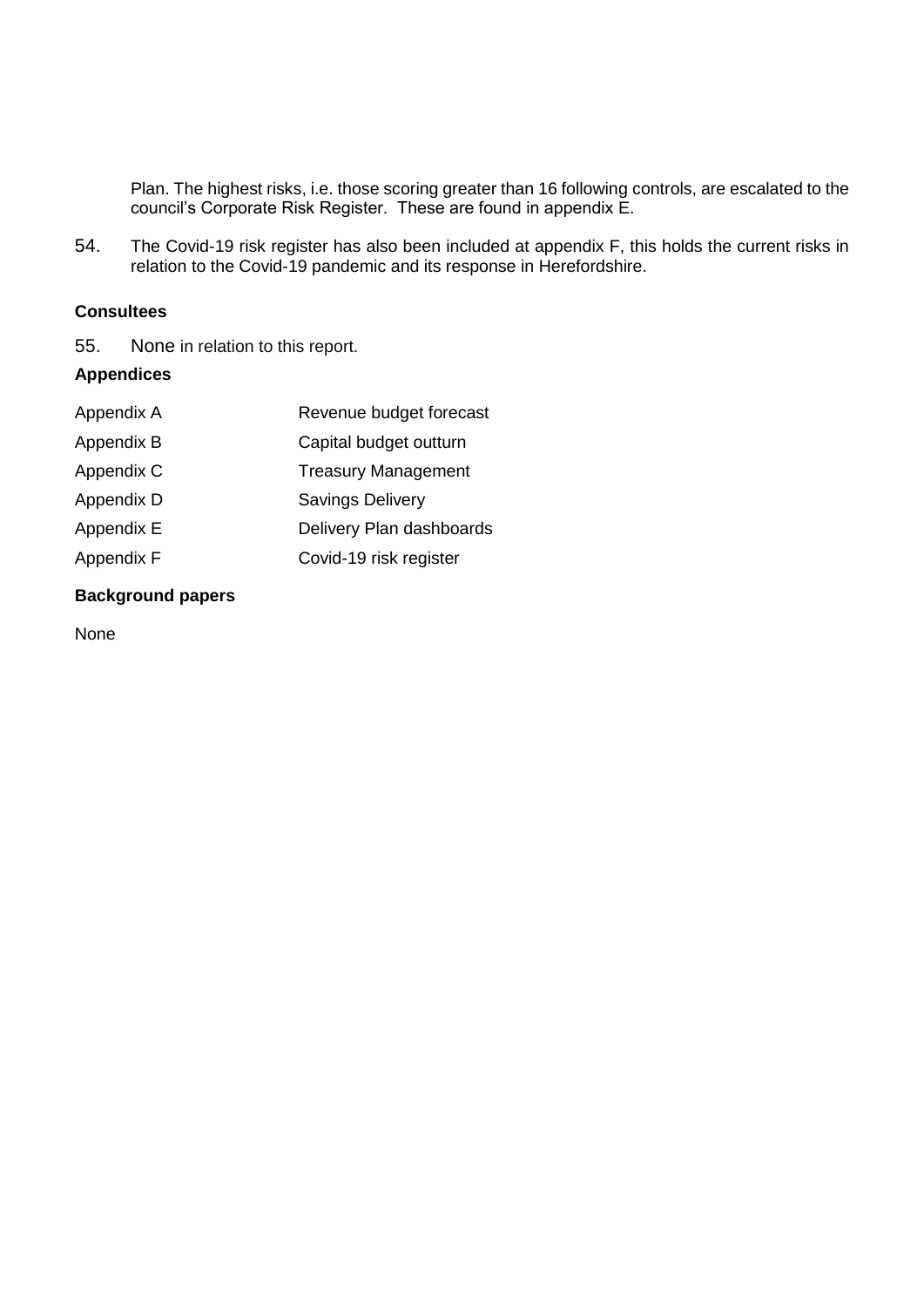Plan. The highest risks, i.e. those scoring greater than 16 following controls, are escalated to the council's Corporate Risk Register. These are found in appendix E.

54. The Covid-19 risk register has also been included at appendix F, this holds the current risks in relation to the Covid-19 pandemic and its response in Herefordshire.

**Consultees**

55. None in relation to this report.

**Appendices**

| | |
|---|---|
| Appendix A | Revenue budget forecast |
| Appendix B | Capital budget outturn |
| Appendix C | Treasury Management |
| Appendix D | Savings Delivery |
| Appendix E | Delivery Plan dashboards |
| Appendix F | Covid-19 risk register |

**Background papers**

None